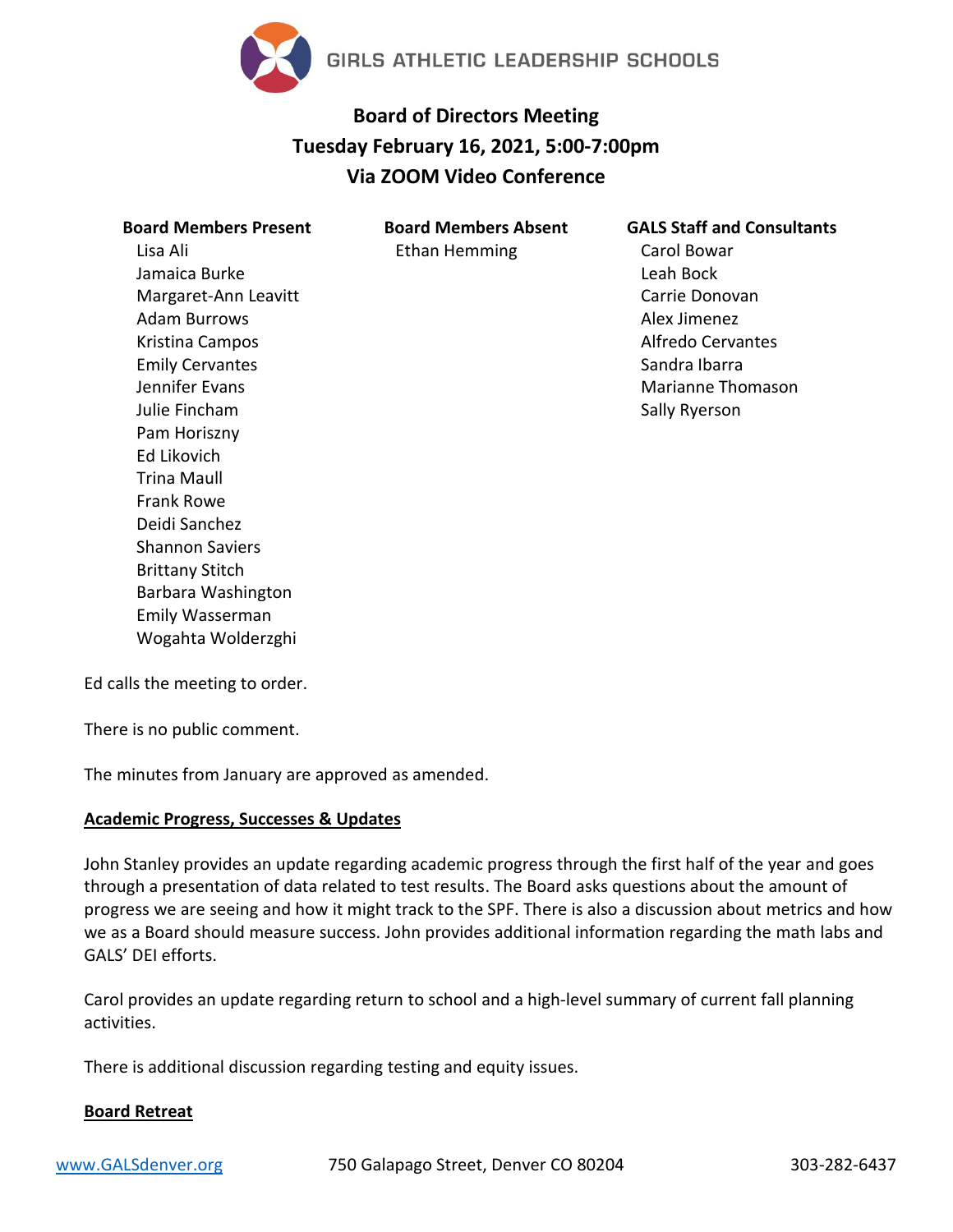GIRLS ATHLETIC LEADERSHIP SCHOOLS

# Board of Directors Meeting
## Tuesday February 16, 2021, 5:00-7:00pm
## Via ZOOM Video Conference

| Board Members Present | Board Members Absent | GALS Staff and Consultants |
|---|---|---|
| Lisa Ali | Ethan Hemming | Carol Bowar |
| Jamaica Burke | | Leah Bock |
| Margaret-Ann Leavitt | | Carrie Donovan |
| Adam Burrows | | Alex Jimenez |
| Kristina Campos | | Alfredo Cervantes |
| Emily Cervantes | | Sandra Ibarra |
| Jennifer Evans | | Marianne Thomason |
| Julie Fincham | | Sally Ryerson |
| Pam Horiszny | | |
| Ed Likovich | | |
| Trina Maull | | |
| Frank Rowe | | |
| Deidi Sanchez | | |
| Shannon Saviers | | |
| Brittany Stitch | | |
| Barbara Washington | | |
| Emily Wasserman | | |
| Wogahta Wolderzghi | | |

Ed calls the meeting to order.

There is no public comment.

The minutes from January are approved as amended.

**Academic Progress, Successes & Updates**

John Stanley provides an update regarding academic progress through the first half of the year and goes through a presentation of data related to test results. The Board asks questions about the amount of progress we are seeing and how it might track to the SPF. There is also a discussion about metrics and how we as a Board should measure success. John provides additional information regarding the math labs and GALS' DEI efforts.

Carol provides an update regarding return to school and a high-level summary of current fall planning activities.

There is additional discussion regarding testing and equity issues.

**Board Retreat**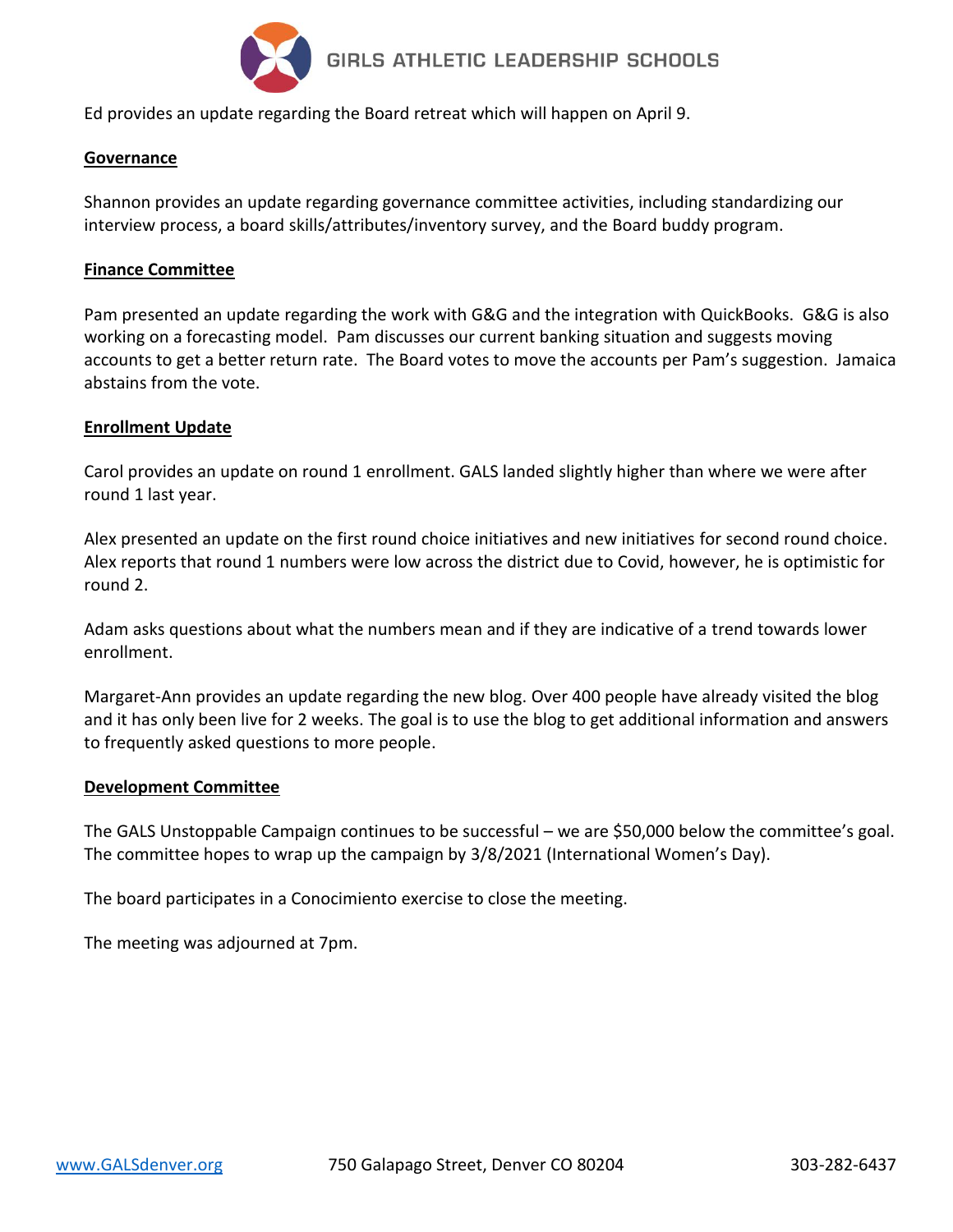Ed provides an update regarding the Board retreat which will happen on April 9.

## Governance

Shannon provides an update regarding governance committee activities, including standardizing our interview process, a board skills/attributes/inventory survey, and the Board buddy program.

## Finance Committee

Pam presented an update regarding the work with G&G and the integration with QuickBooks. G&G is also working on a forecasting model. Pam discusses our current banking situation and suggests moving accounts to get a better return rate. The Board votes to move the accounts per Pam's suggestion. Jamaica abstains from the vote.

## Enrollment Update

Carol provides an update on round 1 enrollment. GALS landed slightly higher than where we were after round 1 last year.

Alex presented an update on the first round choice initiatives and new initiatives for second round choice. Alex reports that round 1 numbers were low across the district due to Covid, however, he is optimistic for round 2.

Adam asks questions about what the numbers mean and if they are indicative of a trend towards lower enrollment.

Margaret-Ann provides an update regarding the new blog. Over 400 people have already visited the blog and it has only been live for 2 weeks. The goal is to use the blog to get additional information and answers to frequently asked questions to more people.

## Development Committee

The GALS Unstoppable Campaign continues to be successful – we are $50,000 below the committee's goal. The committee hopes to wrap up the campaign by 3/8/2021 (International Women's Day).

The board participates in a Conocimiento exercise to close the meeting.

The meeting was adjourned at 7pm.